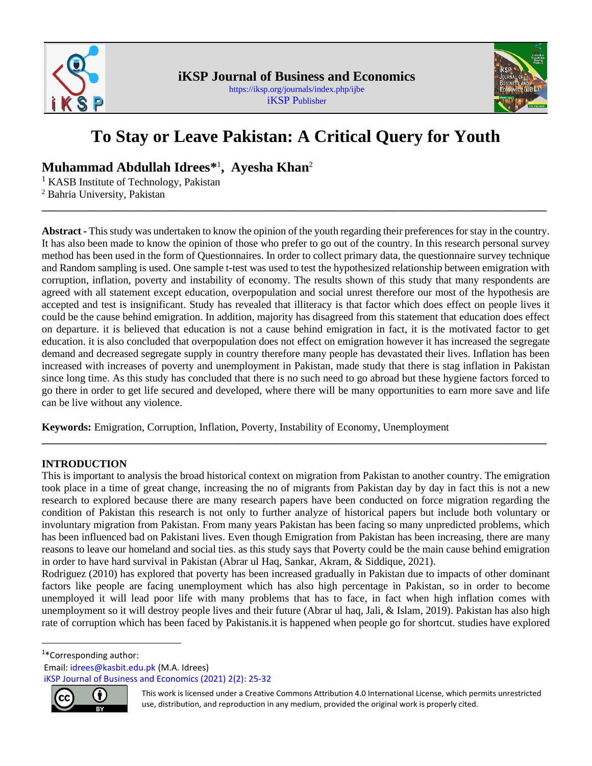# To Stay or Leave Pakistan: A Critical Query for Youth

**Muhammad Abdullah Idrees***[1]**, Ayesha Khan**[2]

[1] KASB Institute of Technology, Pakistan
[2] Bahria University, Pakistan

---

**Abstract -** This study was undertaken to know the opinion of the youth regarding their preferences for stay in the country. It has also been made to know the opinion of those who prefer to go out of the country. In this research personal survey method has been used in the form of Questionnaires. In order to collect primary data, the questionnaire survey technique and Random sampling is used. One sample t-test was used to test the hypothesized relationship between emigration with corruption, inflation, poverty and instability of economy. The results shown of this study that many respondents are agreed with all statement except education, overpopulation and social unrest therefore our most of the hypothesis are accepted and test is insignificant. Study has revealed that illiteracy is that factor which does effect on people lives it could be the cause behind emigration. In addition, majority has disagreed from this statement that education does effect on departure. it is believed that education is not a cause behind emigration in fact, it is the motivated factor to get education. it is also concluded that overpopulation does not effect on emigration however it has increased the segregate demand and decreased segregate supply in country therefore many people has devastated their lives. Inflation has been increased with increases of poverty and unemployment in Pakistan, made study that there is stag inflation in Pakistan since long time. As this study has concluded that there is no such need to go abroad but these hygiene factors forced to go there in order to get life secured and developed, where there will be many opportunities to earn more save and life can be live without any violence.

**Keywords:** Emigration, Corruption, Inflation, Poverty, Instability of Economy, Unemployment

---

## INTRODUCTION

This is important to analysis the broad historical context on migration from Pakistan to another country. The emigration took place in a time of great change, increasing the no of migrants from Pakistan day by day in fact this is not a new research to explored because there are many research papers have been conducted on force migration regarding the condition of Pakistan this research is not only to further analyze of historical papers but include both voluntary or involuntary migration from Pakistan. From many years Pakistan has been facing so many unpredicted problems, which has been influenced bad on Pakistani lives. Even though Emigration from Pakistan has been increasing, there are many reasons to leave our homeland and social ties. as this study says that Poverty could be the main cause behind emigration in order to have hard survival in Pakistan (Abrar ul Haq, Sankar, Akram, & Siddique, 2021).
Rodriguez (2010) has explored that poverty has been increased gradually in Pakistan due to impacts of other dominant factors like people are facing unemployment which has also high percentage in Pakistan, so in order to become unemployed it will lead poor life with many problems that has to face, in fact when high inflation comes with unemployment so it will destroy people lives and their future (Abrar ul haq, Jali, & Islam, 2019). Pakistan has also high rate of corruption which has been faced by Pakistanis.it is happened when people go for shortcut. studies have explored

---

[1]*Corresponding author:
Email: idrees@kasbit.edu.pk (M.A. Idrees)

This work is licensed under a Creative Commons Attribution 4.0 International License, which permits unrestricted use, distribution, and reproduction in any medium, provided the original work is properly cited.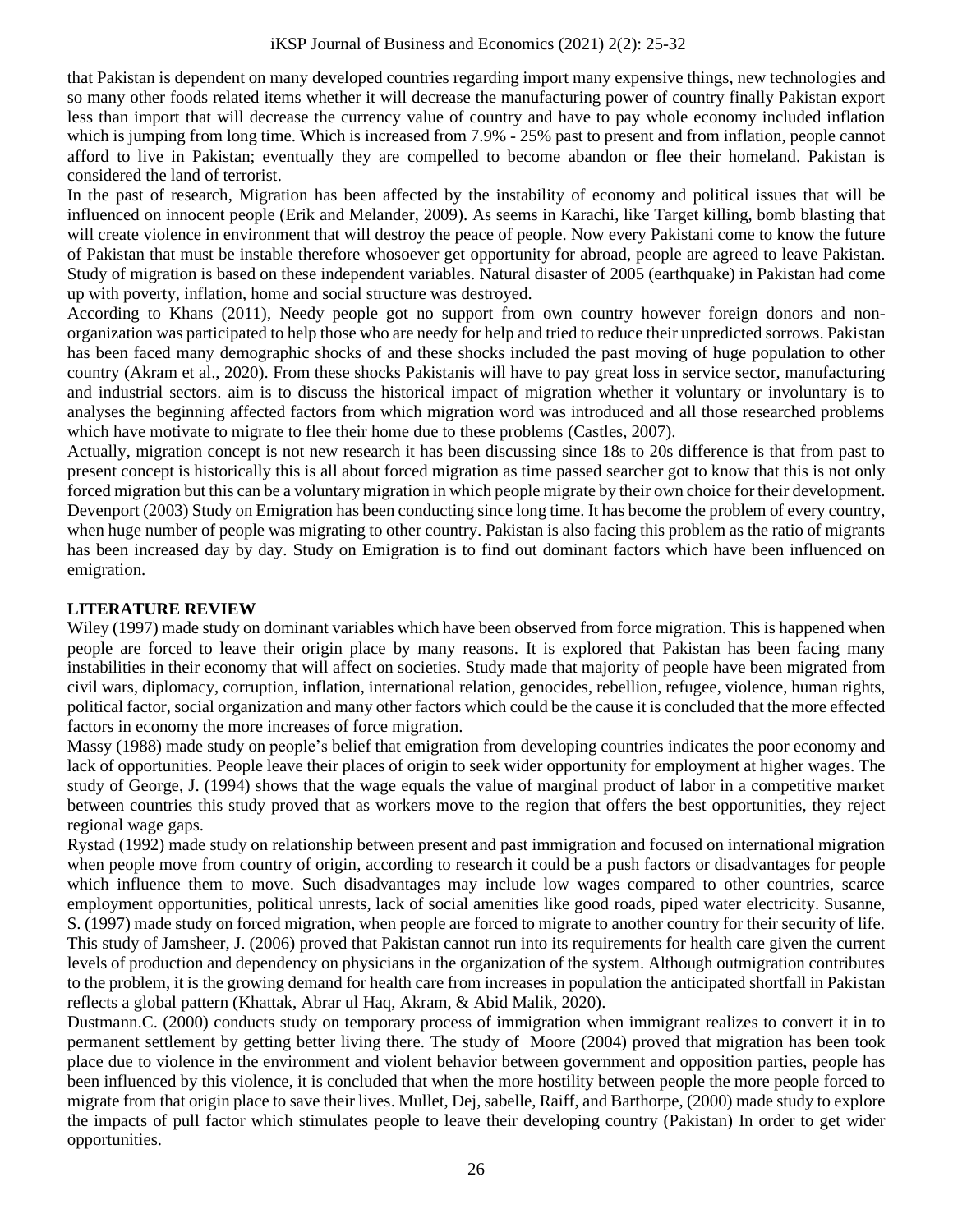that Pakistan is dependent on many developed countries regarding import many expensive things, new technologies and so many other foods related items whether it will decrease the manufacturing power of country finally Pakistan export less than import that will decrease the currency value of country and have to pay whole economy included inflation which is jumping from long time. Which is increased from 7.9% - 25% past to present and from inflation, people cannot afford to live in Pakistan; eventually they are compelled to become abandon or flee their homeland. Pakistan is considered the land of terrorist.

In the past of research, Migration has been affected by the instability of economy and political issues that will be influenced on innocent people (Erik and Melander, 2009). As seems in Karachi, like Target killing, bomb blasting that will create violence in environment that will destroy the peace of people. Now every Pakistani come to know the future of Pakistan that must be instable therefore whosoever get opportunity for abroad, people are agreed to leave Pakistan. Study of migration is based on these independent variables. Natural disaster of 2005 (earthquake) in Pakistan had come up with poverty, inflation, home and social structure was destroyed.

According to Khans (2011), Needy people got no support from own country however foreign donors and non-organization was participated to help those who are needy for help and tried to reduce their unpredicted sorrows. Pakistan has been faced many demographic shocks of and these shocks included the past moving of huge population to other country (Akram et al., 2020). From these shocks Pakistanis will have to pay great loss in service sector, manufacturing and industrial sectors. aim is to discuss the historical impact of migration whether it voluntary or involuntary is to analyses the beginning affected factors from which migration word was introduced and all those researched problems which have motivate to migrate to flee their home due to these problems (Castles, 2007).

Actually, migration concept is not new research it has been discussing since 18s to 20s difference is that from past to present concept is historically this is all about forced migration as time passed searcher got to know that this is not only forced migration but this can be a voluntary migration in which people migrate by their own choice for their development. Devenport (2003) Study on Emigration has been conducting since long time. It has become the problem of every country, when huge number of people was migrating to other country. Pakistan is also facing this problem as the ratio of migrants has been increased day by day. Study on Emigration is to find out dominant factors which have been influenced on emigration.

## LITERATURE REVIEW

Wiley (1997) made study on dominant variables which have been observed from force migration. This is happened when people are forced to leave their origin place by many reasons. It is explored that Pakistan has been facing many instabilities in their economy that will affect on societies. Study made that majority of people have been migrated from civil wars, diplomacy, corruption, inflation, international relation, genocides, rebellion, refugee, violence, human rights, political factor, social organization and many other factors which could be the cause it is concluded that the more effected factors in economy the more increases of force migration.

Massy (1988) made study on people's belief that emigration from developing countries indicates the poor economy and lack of opportunities. People leave their places of origin to seek wider opportunity for employment at higher wages. The study of George, J. (1994) shows that the wage equals the value of marginal product of labor in a competitive market between countries this study proved that as workers move to the region that offers the best opportunities, they reject regional wage gaps.

Rystad (1992) made study on relationship between present and past immigration and focused on international migration when people move from country of origin, according to research it could be a push factors or disadvantages for people which influence them to move. Such disadvantages may include low wages compared to other countries, scarce employment opportunities, political unrests, lack of social amenities like good roads, piped water electricity. Susanne, S. (1997) made study on forced migration, when people are forced to migrate to another country for their security of life. This study of Jamsheer, J. (2006) proved that Pakistan cannot run into its requirements for health care given the current levels of production and dependency on physicians in the organization of the system. Although outmigration contributes to the problem, it is the growing demand for health care from increases in population the anticipated shortfall in Pakistan reflects a global pattern (Khattak, Abrar ul Haq, Akram, & Abid Malik, 2020).

Dustmann.C. (2000) conducts study on temporary process of immigration when immigrant realizes to convert it in to permanent settlement by getting better living there. The study of Moore (2004) proved that migration has been took place due to violence in the environment and violent behavior between government and opposition parties, people has been influenced by this violence, it is concluded that when the more hostility between people the more people forced to migrate from that origin place to save their lives. Mullet, Dej, sabelle, Raiff, and Barthorpe, (2000) made study to explore the impacts of pull factor which stimulates people to leave their developing country (Pakistan) In order to get wider opportunities.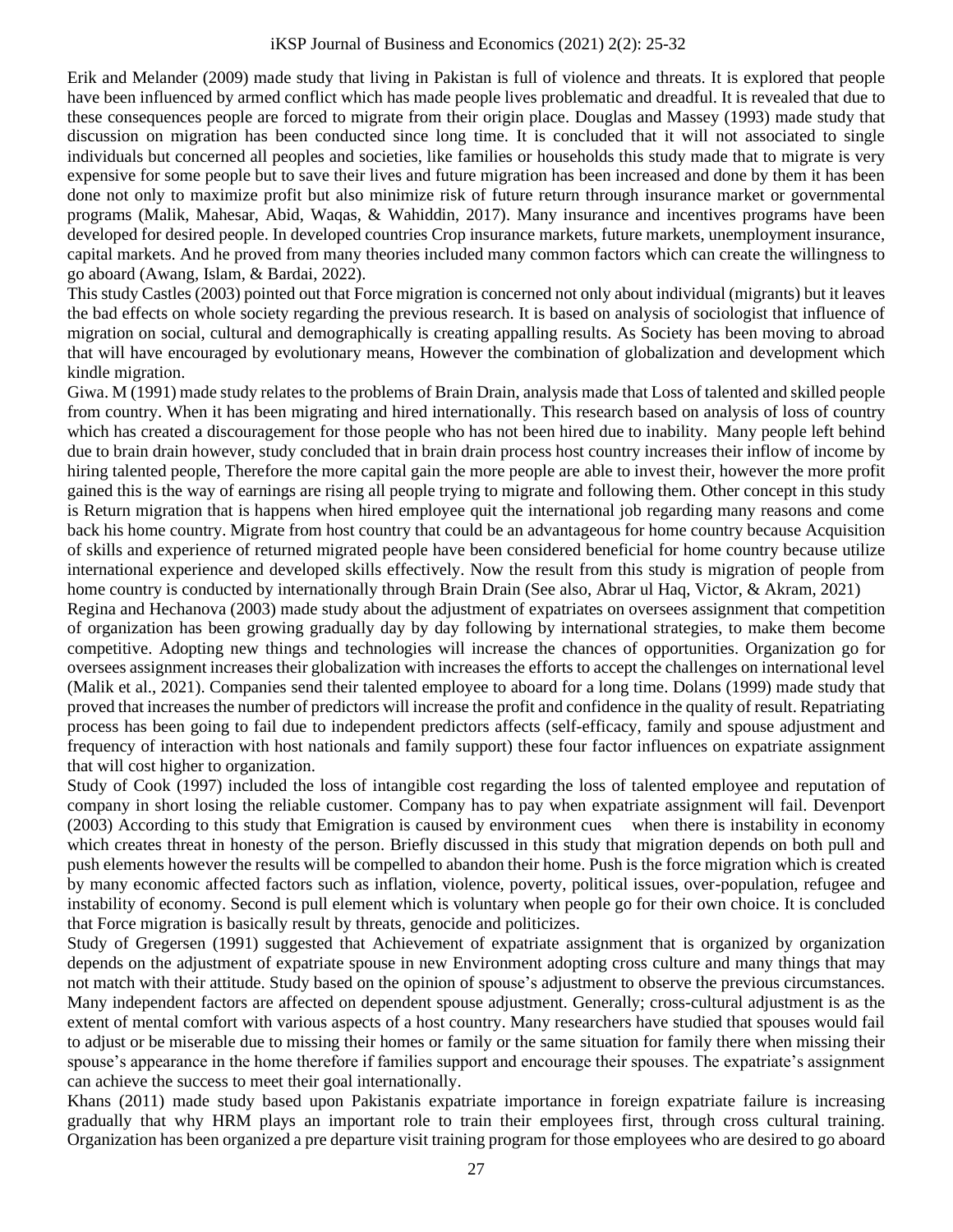Erik and Melander (2009) made study that living in Pakistan is full of violence and threats. It is explored that people have been influenced by armed conflict which has made people lives problematic and dreadful. It is revealed that due to these consequences people are forced to migrate from their origin place. Douglas and Massey (1993) made study that discussion on migration has been conducted since long time. It is concluded that it will not associated to single individuals but concerned all peoples and societies, like families or households this study made that to migrate is very expensive for some people but to save their lives and future migration has been increased and done by them it has been done not only to maximize profit but also minimize risk of future return through insurance market or governmental programs (Malik, Mahesar, Abid, Waqas, & Wahiddin, 2017). Many insurance and incentives programs have been developed for desired people. In developed countries Crop insurance markets, future markets, unemployment insurance, capital markets. And he proved from many theories included many common factors which can create the willingness to go aboard (Awang, Islam, & Bardai, 2022).

This study Castles (2003) pointed out that Force migration is concerned not only about individual (migrants) but it leaves the bad effects on whole society regarding the previous research. It is based on analysis of sociologist that influence of migration on social, cultural and demographically is creating appalling results. As Society has been moving to abroad that will have encouraged by evolutionary means, However the combination of globalization and development which kindle migration.

Giwa. M (1991) made study relates to the problems of Brain Drain, analysis made that Loss of talented and skilled people from country. When it has been migrating and hired internationally. This research based on analysis of loss of country which has created a discouragement for those people who has not been hired due to inability. Many people left behind due to brain drain however, study concluded that in brain drain process host country increases their inflow of income by hiring talented people, Therefore the more capital gain the more people are able to invest their, however the more profit gained this is the way of earnings are rising all people trying to migrate and following them. Other concept in this study is Return migration that is happens when hired employee quit the international job regarding many reasons and come back his home country. Migrate from host country that could be an advantageous for home country because Acquisition of skills and experience of returned migrated people have been considered beneficial for home country because utilize international experience and developed skills effectively. Now the result from this study is migration of people from home country is conducted by internationally through Brain Drain (See also, Abrar ul Haq, Victor, & Akram, 2021)

Regina and Hechanova (2003) made study about the adjustment of expatriates on oversees assignment that competition of organization has been growing gradually day by day following by international strategies, to make them become competitive. Adopting new things and technologies will increase the chances of opportunities. Organization go for oversees assignment increases their globalization with increases the efforts to accept the challenges on international level (Malik et al., 2021). Companies send their talented employee to aboard for a long time. Dolans (1999) made study that proved that increases the number of predictors will increase the profit and confidence in the quality of result. Repatriating process has been going to fail due to independent predictors affects (self-efficacy, family and spouse adjustment and frequency of interaction with host nationals and family support) these four factor influences on expatriate assignment that will cost higher to organization.

Study of Cook (1997) included the loss of intangible cost regarding the loss of talented employee and reputation of company in short losing the reliable customer. Company has to pay when expatriate assignment will fail. Devenport (2003) According to this study that Emigration is caused by environment cues when there is instability in economy which creates threat in honesty of the person. Briefly discussed in this study that migration depends on both pull and push elements however the results will be compelled to abandon their home. Push is the force migration which is created by many economic affected factors such as inflation, violence, poverty, political issues, over-population, refugee and instability of economy. Second is pull element which is voluntary when people go for their own choice. It is concluded that Force migration is basically result by threats, genocide and politicizes.

Study of Gregersen (1991) suggested that Achievement of expatriate assignment that is organized by organization depends on the adjustment of expatriate spouse in new Environment adopting cross culture and many things that may not match with their attitude. Study based on the opinion of spouse's adjustment to observe the previous circumstances. Many independent factors are affected on dependent spouse adjustment. Generally; cross-cultural adjustment is as the extent of mental comfort with various aspects of a host country. Many researchers have studied that spouses would fail to adjust or be miserable due to missing their homes or family or the same situation for family there when missing their spouse's appearance in the home therefore if families support and encourage their spouses. The expatriate's assignment can achieve the success to meet their goal internationally.

Khans (2011) made study based upon Pakistanis expatriate importance in foreign expatriate failure is increasing gradually that why HRM plays an important role to train their employees first, through cross cultural training. Organization has been organized a pre departure visit training program for those employees who are desired to go aboard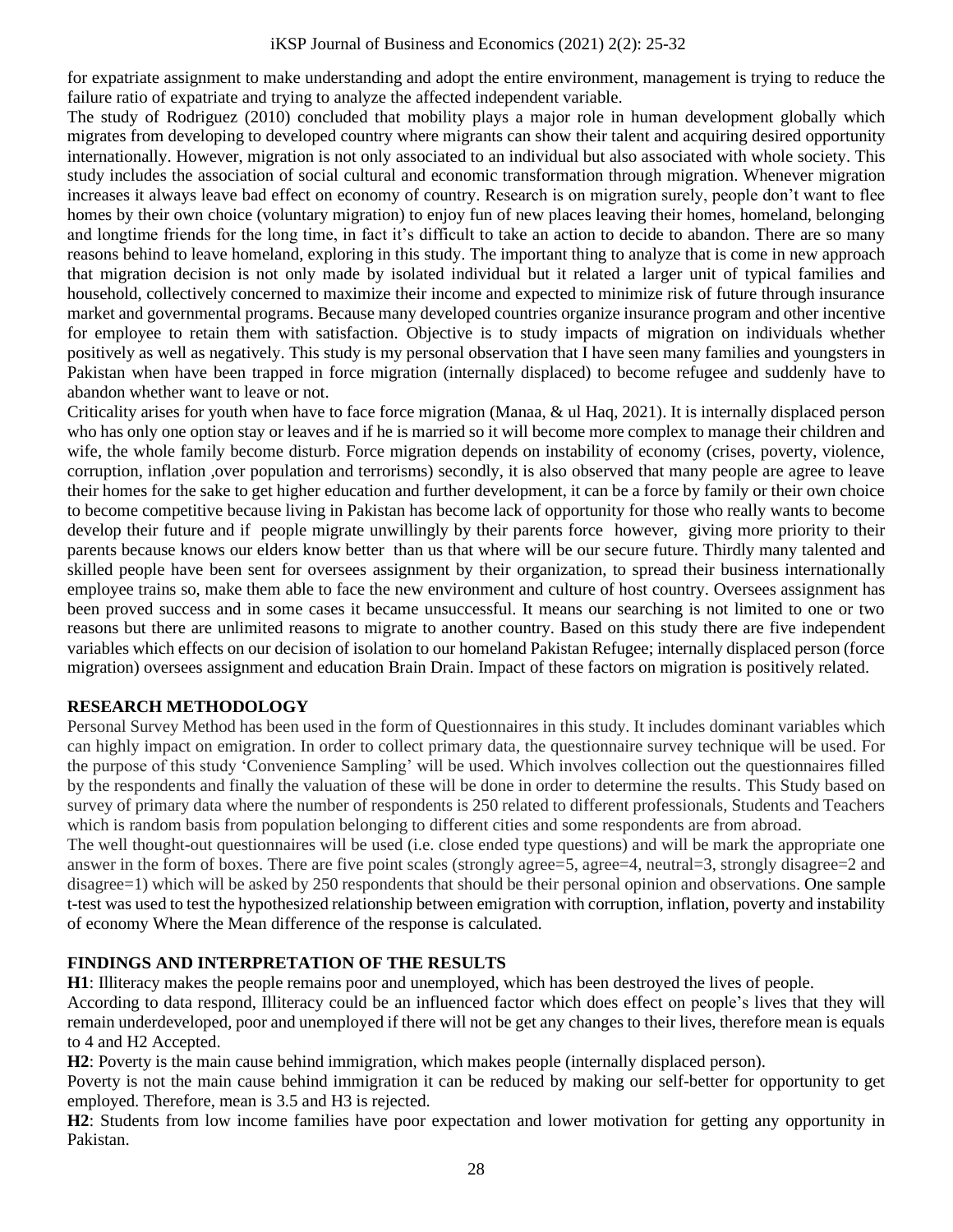for expatriate assignment to make understanding and adopt the entire environment, management is trying to reduce the failure ratio of expatriate and trying to analyze the affected independent variable.

The study of Rodriguez (2010) concluded that mobility plays a major role in human development globally which migrates from developing to developed country where migrants can show their talent and acquiring desired opportunity internationally. However, migration is not only associated to an individual but also associated with whole society. This study includes the association of social cultural and economic transformation through migration. Whenever migration increases it always leave bad effect on economy of country. Research is on migration surely, people don't want to flee homes by their own choice (voluntary migration) to enjoy fun of new places leaving their homes, homeland, belonging and longtime friends for the long time, in fact it's difficult to take an action to decide to abandon. There are so many reasons behind to leave homeland, exploring in this study. The important thing to analyze that is come in new approach that migration decision is not only made by isolated individual but it related a larger unit of typical families and household, collectively concerned to maximize their income and expected to minimize risk of future through insurance market and governmental programs. Because many developed countries organize insurance program and other incentive for employee to retain them with satisfaction. Objective is to study impacts of migration on individuals whether positively as well as negatively. This study is my personal observation that I have seen many families and youngsters in Pakistan when have been trapped in force migration (internally displaced) to become refugee and suddenly have to abandon whether want to leave or not.

Criticality arises for youth when have to face force migration (Manaa, & ul Haq, 2021). It is internally displaced person who has only one option stay or leaves and if he is married so it will become more complex to manage their children and wife, the whole family become disturb. Force migration depends on instability of economy (crises, poverty, violence, corruption, inflation ,over population and terrorisms) secondly, it is also observed that many people are agree to leave their homes for the sake to get higher education and further development, it can be a force by family or their own choice to become competitive because living in Pakistan has become lack of opportunity for those who really wants to become develop their future and if people migrate unwillingly by their parents force however, giving more priority to their parents because knows our elders know better than us that where will be our secure future. Thirdly many talented and skilled people have been sent for oversees assignment by their organization, to spread their business internationally employee trains so, make them able to face the new environment and culture of host country. Oversees assignment has been proved success and in some cases it became unsuccessful. It means our searching is not limited to one or two reasons but there are unlimited reasons to migrate to another country. Based on this study there are five independent variables which effects on our decision of isolation to our homeland Pakistan Refugee; internally displaced person (force migration) oversees assignment and education Brain Drain. Impact of these factors on migration is positively related.

## RESEARCH METHODOLOGY

Personal Survey Method has been used in the form of Questionnaires in this study. It includes dominant variables which can highly impact on emigration. In order to collect primary data, the questionnaire survey technique will be used. For the purpose of this study 'Convenience Sampling' will be used. Which involves collection out the questionnaires filled by the respondents and finally the valuation of these will be done in order to determine the results. This Study based on survey of primary data where the number of respondents is 250 related to different professionals, Students and Teachers which is random basis from population belonging to different cities and some respondents are from abroad.

The well thought-out questionnaires will be used (i.e. close ended type questions) and will be mark the appropriate one answer in the form of boxes. There are five point scales (strongly agree=5, agree=4, neutral=3, strongly disagree=2 and disagree=1) which will be asked by 250 respondents that should be their personal opinion and observations. One sample t-test was used to test the hypothesized relationship between emigration with corruption, inflation, poverty and instability of economy Where the Mean difference of the response is calculated.

## FINDINGS AND INTERPRETATION OF THE RESULTS

**H1**: Illiteracy makes the people remains poor and unemployed, which has been destroyed the lives of people.

According to data respond, Illiteracy could be an influenced factor which does effect on people's lives that they will remain underdeveloped, poor and unemployed if there will not be get any changes to their lives, therefore mean is equals to 4 and H2 Accepted.

**H2**: Poverty is the main cause behind immigration, which makes people (internally displaced person).

Poverty is not the main cause behind immigration it can be reduced by making our self-better for opportunity to get employed. Therefore, mean is 3.5 and H3 is rejected.

**H2**: Students from low income families have poor expectation and lower motivation for getting any opportunity in Pakistan.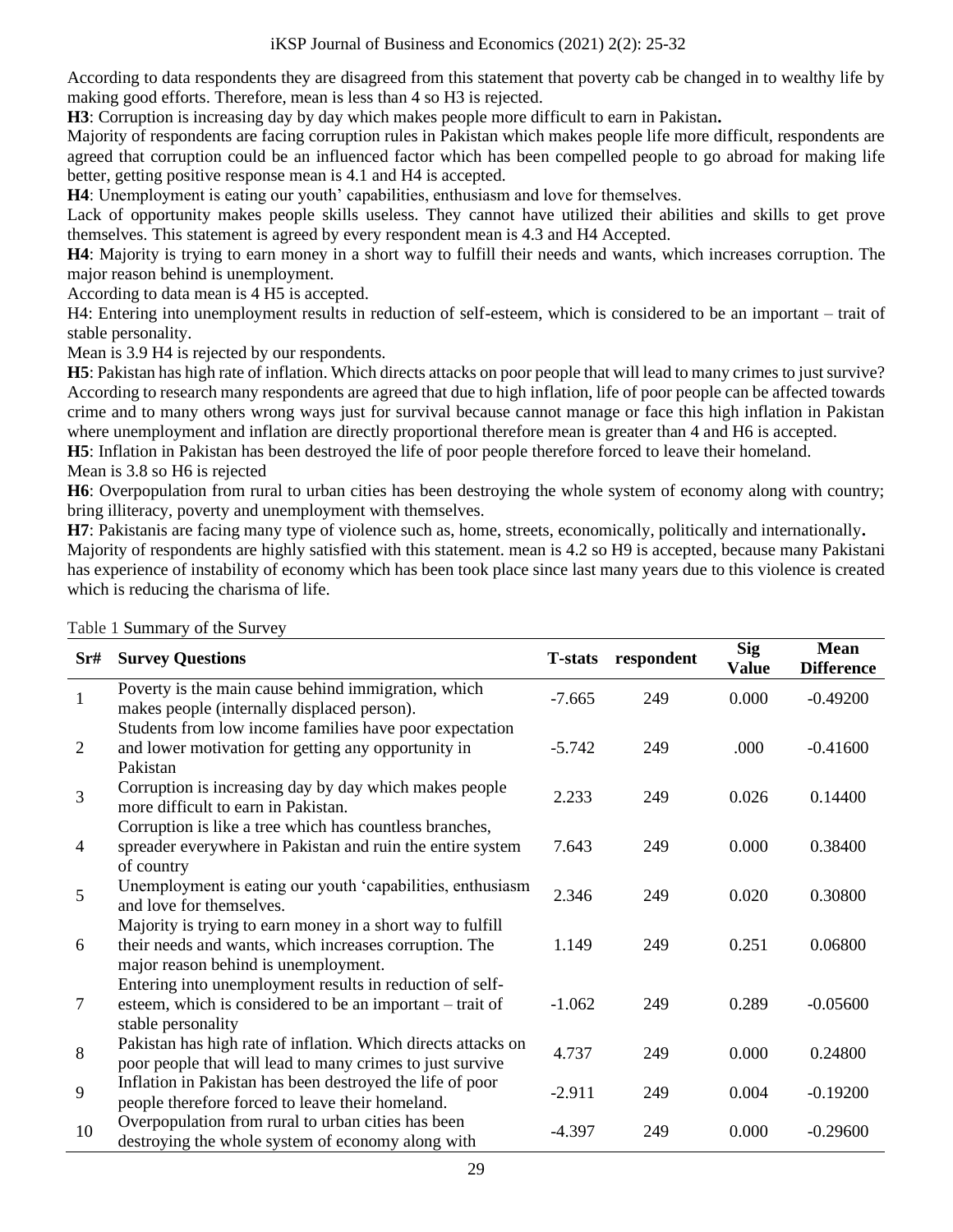According to data respondents they are disagreed from this statement that poverty cab be changed in to wealthy life by making good efforts. Therefore, mean is less than 4 so H3 is rejected.

**H3**: Corruption is increasing day by day which makes people more difficult to earn in Pakistan**.**

Majority of respondents are facing corruption rules in Pakistan which makes people life more difficult, respondents are agreed that corruption could be an influenced factor which has been compelled people to go abroad for making life better, getting positive response mean is 4.1 and H4 is accepted.

**H4**: Unemployment is eating our youth' capabilities, enthusiasm and love for themselves.

Lack of opportunity makes people skills useless. They cannot have utilized their abilities and skills to get prove themselves. This statement is agreed by every respondent mean is 4.3 and H4 Accepted.

**H4**: Majority is trying to earn money in a short way to fulfill their needs and wants, which increases corruption. The major reason behind is unemployment.

According to data mean is 4 H5 is accepted.

H4: Entering into unemployment results in reduction of self-esteem, which is considered to be an important – trait of stable personality.

Mean is 3.9 H4 is rejected by our respondents.

**H5**: Pakistan has high rate of inflation. Which directs attacks on poor people that will lead to many crimes to just survive? According to research many respondents are agreed that due to high inflation, life of poor people can be affected towards crime and to many others wrong ways just for survival because cannot manage or face this high inflation in Pakistan where unemployment and inflation are directly proportional therefore mean is greater than 4 and H6 is accepted.

**H5**: Inflation in Pakistan has been destroyed the life of poor people therefore forced to leave their homeland.

Mean is 3.8 so H6 is rejected

**H6**: Overpopulation from rural to urban cities has been destroying the whole system of economy along with country; bring illiteracy, poverty and unemployment with themselves.

**H7**: Pakistanis are facing many type of violence such as, home, streets, economically, politically and internationally**.**

Majority of respondents are highly satisfied with this statement. mean is 4.2 so H9 is accepted, because many Pakistani has experience of instability of economy which has been took place since last many years due to this violence is created which is reducing the charisma of life.

Table 1 Summary of the Survey

| Sr# | Survey Questions | T-stats | respondent | Sig Value | Mean Difference |
|---|---|---|---|---|---|
| 1 | Poverty is the main cause behind immigration, which makes people (internally displaced person). | -7.665 | 249 | 0.000 | -0.49200 |
| 2 | Students from low income families have poor expectation and lower motivation for getting any opportunity in Pakistan | -5.742 | 249 | .000 | -0.41600 |
| 3 | Corruption is increasing day by day which makes people more difficult to earn in Pakistan. | 2.233 | 249 | 0.026 | 0.14400 |
| 4 | Corruption is like a tree which has countless branches, spreader everywhere in Pakistan and ruin the entire system of country | 7.643 | 249 | 0.000 | 0.38400 |
| 5 | Unemployment is eating our youth 'capabilities, enthusiasm and love for themselves. | 2.346 | 249 | 0.020 | 0.30800 |
| 6 | Majority is trying to earn money in a short way to fulfill their needs and wants, which increases corruption. The major reason behind is unemployment. | 1.149 | 249 | 0.251 | 0.06800 |
| 7 | Entering into unemployment results in reduction of self-esteem, which is considered to be an important – trait of stable personality | -1.062 | 249 | 0.289 | -0.05600 |
| 8 | Pakistan has high rate of inflation. Which directs attacks on poor people that will lead to many crimes to just survive | 4.737 | 249 | 0.000 | 0.24800 |
| 9 | Inflation in Pakistan has been destroyed the life of poor people therefore forced to leave their homeland. | -2.911 | 249 | 0.004 | -0.19200 |
| 10 | Overpopulation from rural to urban cities has been destroying the whole system of economy along with | -4.397 | 249 | 0.000 | -0.29600 |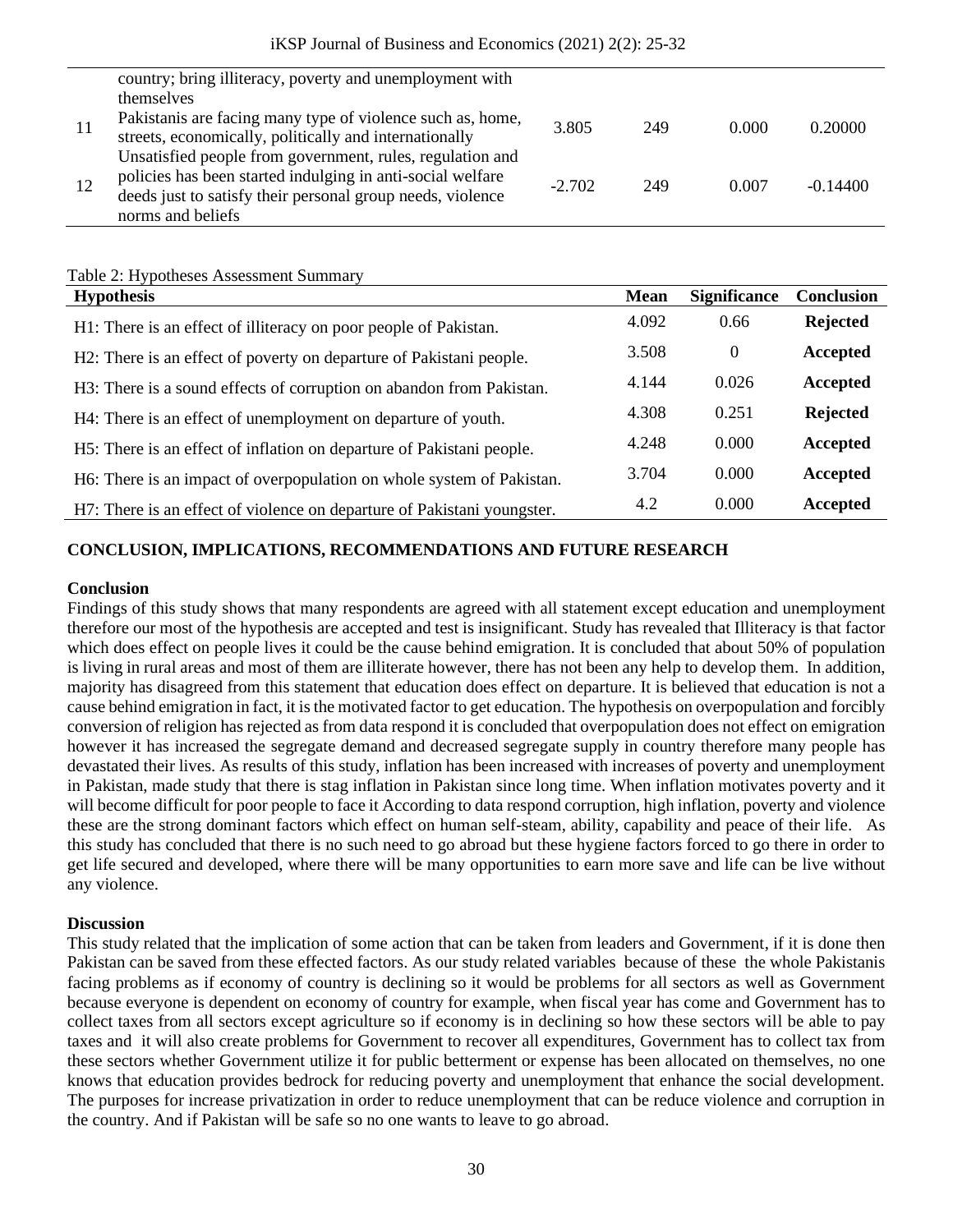| | | | | | |
|---|---|---|---|---|---|
| | country; bring illiteracy, poverty and unemployment with themselves | | | | |
| 11 | Pakistanis are facing many type of violence such as, home, streets, economically, politically and internationally | 3.805 | 249 | 0.000 | 0.20000 |
| 12 | Unsatisfied people from government, rules, regulation and policies has been started indulging in anti-social welfare deeds just to satisfy their personal group needs, violence norms and beliefs | -2.702 | 249 | 0.007 | -0.14400 |

Table 2: Hypotheses Assessment Summary

| **Hypothesis** | **Mean** | **Significance** | **Conclusion** |
|---|---|---|---|
| H1: There is an effect of illiteracy on poor people of Pakistan. | 4.092 | 0.66 | **Rejected** |
| H2: There is an effect of poverty on departure of Pakistani people. | 3.508 | 0 | **Accepted** |
| H3: There is a sound effects of corruption on abandon from Pakistan. | 4.144 | 0.026 | **Accepted** |
| H4: There is an effect of unemployment on departure of youth. | 4.308 | 0.251 | **Rejected** |
| H5: There is an effect of inflation on departure of Pakistani people. | 4.248 | 0.000 | **Accepted** |
| H6: There is an impact of overpopulation on whole system of Pakistan. | 3.704 | 0.000 | **Accepted** |
| H7: There is an effect of violence on departure of Pakistani youngster. | 4.2 | 0.000 | **Accepted** |

## CONCLUSION, IMPLICATIONS, RECOMMENDATIONS AND FUTURE RESEARCH

### Conclusion

Findings of this study shows that many respondents are agreed with all statement except education and unemployment therefore our most of the hypothesis are accepted and test is insignificant. Study has revealed that Illiteracy is that factor which does effect on people lives it could be the cause behind emigration. It is concluded that about 50% of population is living in rural areas and most of them are illiterate however, there has not been any help to develop them. In addition, majority has disagreed from this statement that education does effect on departure. It is believed that education is not a cause behind emigration in fact, it is the motivated factor to get education. The hypothesis on overpopulation and forcibly conversion of religion has rejected as from data respond it is concluded that overpopulation does not effect on emigration however it has increased the segregate demand and decreased segregate supply in country therefore many people has devastated their lives. As results of this study, inflation has been increased with increases of poverty and unemployment in Pakistan, made study that there is stag inflation in Pakistan since long time. When inflation motivates poverty and it will become difficult for poor people to face it According to data respond corruption, high inflation, poverty and violence these are the strong dominant factors which effect on human self-steam, ability, capability and peace of their life. As this study has concluded that there is no such need to go abroad but these hygiene factors forced to go there in order to get life secured and developed, where there will be many opportunities to earn more save and life can be live without any violence.

### Discussion

This study related that the implication of some action that can be taken from leaders and Government, if it is done then Pakistan can be saved from these effected factors. As our study related variables because of these the whole Pakistanis facing problems as if economy of country is declining so it would be problems for all sectors as well as Government because everyone is dependent on economy of country for example, when fiscal year has come and Government has to collect taxes from all sectors except agriculture so if economy is in declining so how these sectors will be able to pay taxes and it will also create problems for Government to recover all expenditures, Government has to collect tax from these sectors whether Government utilize it for public betterment or expense has been allocated on themselves, no one knows that education provides bedrock for reducing poverty and unemployment that enhance the social development. The purposes for increase privatization in order to reduce unemployment that can be reduce violence and corruption in the country. And if Pakistan will be safe so no one wants to leave to go abroad.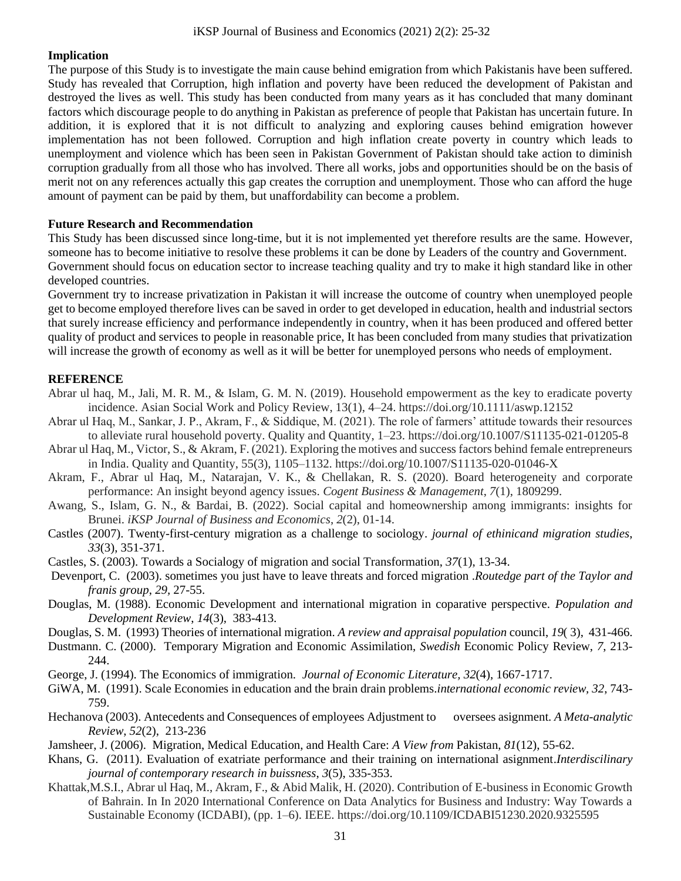**Implication**

The purpose of this Study is to investigate the main cause behind emigration from which Pakistanis have been suffered. Study has revealed that Corruption, high inflation and poverty have been reduced the development of Pakistan and destroyed the lives as well. This study has been conducted from many years as it has concluded that many dominant factors which discourage people to do anything in Pakistan as preference of people that Pakistan has uncertain future. In addition, it is explored that it is not difficult to analyzing and exploring causes behind emigration however implementation has not been followed. Corruption and high inflation create poverty in country which leads to unemployment and violence which has been seen in Pakistan Government of Pakistan should take action to diminish corruption gradually from all those who has involved. There all works, jobs and opportunities should be on the basis of merit not on any references actually this gap creates the corruption and unemployment. Those who can afford the huge amount of payment can be paid by them, but unaffordability can become a problem.

**Future Research and Recommendation**

This Study has been discussed since long-time, but it is not implemented yet therefore results are the same. However, someone has to become initiative to resolve these problems it can be done by Leaders of the country and Government. Government should focus on education sector to increase teaching quality and try to make it high standard like in other developed countries.

Government try to increase privatization in Pakistan it will increase the outcome of country when unemployed people get to become employed therefore lives can be saved in order to get developed in education, health and industrial sectors that surely increase efficiency and performance independently in country, when it has been produced and offered better quality of product and services to people in reasonable price, It has been concluded from many studies that privatization will increase the growth of economy as well as it will be better for unemployed persons who needs of employment.

**REFERENCE**

Abrar ul haq, M., Jali, M. R. M., & Islam, G. M. N. (2019). Household empowerment as the key to eradicate poverty incidence. Asian Social Work and Policy Review, 13(1), 4–24. https://doi.org/10.1111/aswp.12152

Abrar ul Haq, M., Sankar, J. P., Akram, F., & Siddique, M. (2021). The role of farmers' attitude towards their resources to alleviate rural household poverty. Quality and Quantity, 1–23. https://doi.org/10.1007/S11135-021-01205-8

Abrar ul Haq, M., Victor, S., & Akram, F. (2021). Exploring the motives and success factors behind female entrepreneurs in India. Quality and Quantity, 55(3), 1105–1132. https://doi.org/10.1007/S11135-020-01046-X

Akram, F., Abrar ul Haq, M., Natarajan, V. K., & Chellakan, R. S. (2020). Board heterogeneity and corporate performance: An insight beyond agency issues. *Cogent Business & Management*, *7*(1), 1809299.

Awang, S., Islam, G. N., & Bardai, B. (2022). Social capital and homeownership among immigrants: insights for Brunei. *iKSP Journal of Business and Economics*, *2*(2), 01-14.

Castles (2007). Twenty-first-century migration as a challenge to sociology. *journal of ethinicand migration studies*, *33*(3), 351-371.

Castles, S. (2003). Towards a Socialogy of migration and social Transformation, *37*(1), 13-34.

Devenport, C. (2003). sometimes you just have to leave threats and forced migration .*Routedge part of the Taylor and franis group*, *29*, 27-55.

Douglas, M. (1988). Economic Development and international migration in coparative perspective. *Population and Development Review*, *14*(3), 383-413.

Douglas, S. M. (1993) Theories of international migration. *A review and appraisal population* council, *19*( 3), 431-466.

Dustmann. C. (2000). Temporary Migration and Economic Assimilation, *Swedish* Economic Policy Review, *7*, 213-244.

George, J. (1994). The Economics of immigration. *Journal of Economic Literature, 32*(4), 1667-1717.

GiWA, M. (1991). Scale Economies in education and the brain drain problems.*international economic review, 32*, 743-759.

Hechanova (2003). Antecedents and Consequences of employees Adjustment to oversees asignment. *A Meta-analytic Review*, *52*(2), 213-236

Jamsheer, J. (2006). Migration, Medical Education, and Health Care: *A View from* Pakistan, *81*(12), 55-62.

Khans, G. (2011). Evaluation of exatriate performance and their training on international asignment.*Interdiscilinary journal of contemporary research in buissness*, *3*(5), 335-353.

Khattak,M.S.I., Abrar ul Haq, M., Akram, F., & Abid Malik, H. (2020). Contribution of E-business in Economic Growth of Bahrain. In In 2020 International Conference on Data Analytics for Business and Industry: Way Towards a Sustainable Economy (ICDABI), (pp. 1–6). IEEE. https://doi.org/10.1109/ICDABI51230.2020.9325595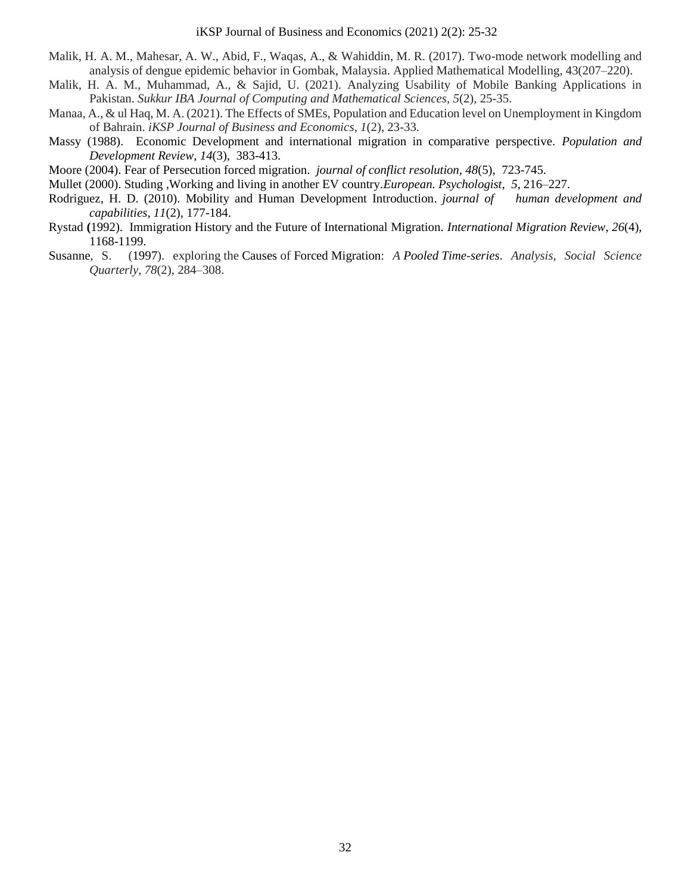Malik, H. A. M., Mahesar, A. W., Abid, F., Waqas, A., & Wahiddin, M. R. (2017). Two-mode network modelling and analysis of dengue epidemic behavior in Gombak, Malaysia. Applied Mathematical Modelling, 43(207–220).

Malik, H. A. M., Muhammad, A., & Sajid, U. (2021). Analyzing Usability of Mobile Banking Applications in Pakistan. *Sukkur IBA Journal of Computing and Mathematical Sciences*, *5*(2), 25-35.

Manaa, A., & ul Haq, M. A. (2021). The Effects of SMEs, Population and Education level on Unemployment in Kingdom of Bahrain. *iKSP Journal of Business and Economics*, *1*(2), 23-33.

Massy (1988). Economic Development and international migration in comparative perspective. *Population and Development Review*, *14*(3), 383-413.

Moore (2004). Fear of Persecution forced migration. *journal of conflict resolution*, *48*(5), 723-745.

Mullet (2000). Studing ,Working and living in another EV country.*European. Psychologist*, *5*, 216–227.

Rodriguez, H. D. (2010). Mobility and Human Development Introduction. *journal of human development and capabilities*, *11*(2), 177-184.

Rystad **(**1992). Immigration History and the Future of International Migration. *International Migration Review*, *26*(4), 1168-1199.

Susanne, S. (1997). exploring the Causes of Forced Migration: *A Pooled Time-series*. *Analysis, Social Science Quarterly*, *78*(2), 284–308.